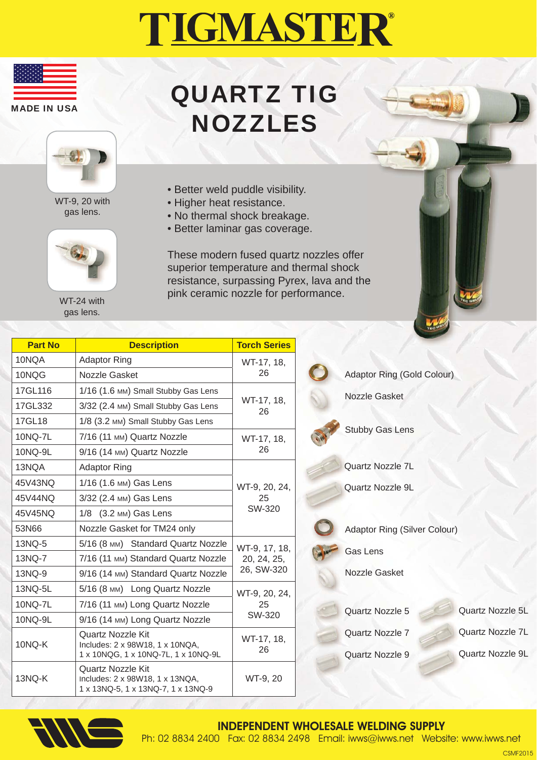# TIGMASTER®

MADE IN USA

## QUARTZ TIG NOZZLES

WT-9, 20 with gas lens.

WT-24 with gas lens.

- Better weld puddle visibility.
- Higher heat resistance.
- No thermal shock breakage.
- Better laminar gas coverage.

These modern fused quartz nozzles offer superior temperature and thermal shock resistance, surpassing Pyrex, lava and the pink ceramic nozzle for performance.

| Part No | Description | Torch Series |
|---|---|---|
| 10NQA | Adaptor Ring | WT-17, 18, 26 |
| 10NQG | Nozzle Gasket | |
| 17GL116 | 1/16 (1.6 MM) Small Stubby Gas Lens | WT-17, 18, 26 |
| 17GL332 | 3/32 (2.4 MM) Small Stubby Gas Lens | |
| 17GL18 | 1/8 (3.2 MM) Small Stubby Gas Lens | |
| 10NQ-7L | 7/16 (11 MM) Quartz Nozzle | WT-17, 18, 26 |
| 10NQ-9L | 9/16 (14 MM) Quartz Nozzle | |
| 13NQA | Adaptor Ring | WT-9, 20, 24, 25 SW-320 |
| 45V43NQ | 1/16 (1.6 MM) Gas Lens | |
| 45V44NQ | 3/32 (2.4 MM) Gas Lens | |
| 45V45NQ | 1/8 (3.2 MM) Gas Lens | |
| 53N66 | Nozzle Gasket for TM24 only | |
| 13NQ-5 | 5/16 (8 MM) Standard Quartz Nozzle | WT-9, 17, 18, 20, 24, 25, 26, SW-320 |
| 13NQ-7 | 7/16 (11 MM) Standard Quartz Nozzle | |
| 13NQ-9 | 9/16 (14 MM) Standard Quartz Nozzle | |
| 13NQ-5L | 5/16 (8 MM) Long Quartz Nozzle | WT-9, 20, 24, 25 SW-320 |
| 10NQ-7L | 7/16 (11 MM) Long Quartz Nozzle | |
| 10NQ-9L | 9/16 (14 MM) Long Quartz Nozzle | |
| 10NQ-K | Quartz Nozzle Kit Includes: 2 x 98W18, 1 x 10NQA, 1 x 10NQG, 1 x 10NQ-7L, 1 x 10NQ-9L | WT-17, 18, 26 |
| 13NQ-K | Quartz Nozzle Kit Includes: 2 x 98W18, 1 x 13NQA, 1 x 13NQ-5, 1 x 13NQ-7, 1 x 13NQ-9 | WT-9, 20 |

Adaptor Ring (Gold Colour)

Nozzle Gasket

Stubby Gas Lens

Quartz Nozzle 7L

Quartz Nozzle 9L

Adaptor Ring (Silver Colour)

Gas Lens

Nozzle Gasket

Quartz Nozzle 5 | Quartz Nozzle 5L

Quartz Nozzle 7 | Quartz Nozzle 7L

Quartz Nozzle 9 | Quartz Nozzle 9L

**INDEPENDENT WHOLESALE WELDING SUPPLY**

Ph: 02 8834 2400 Fax: 02 8834 2498 Email: iwws@iwws.net Website: www.iwws.net

CSMF2015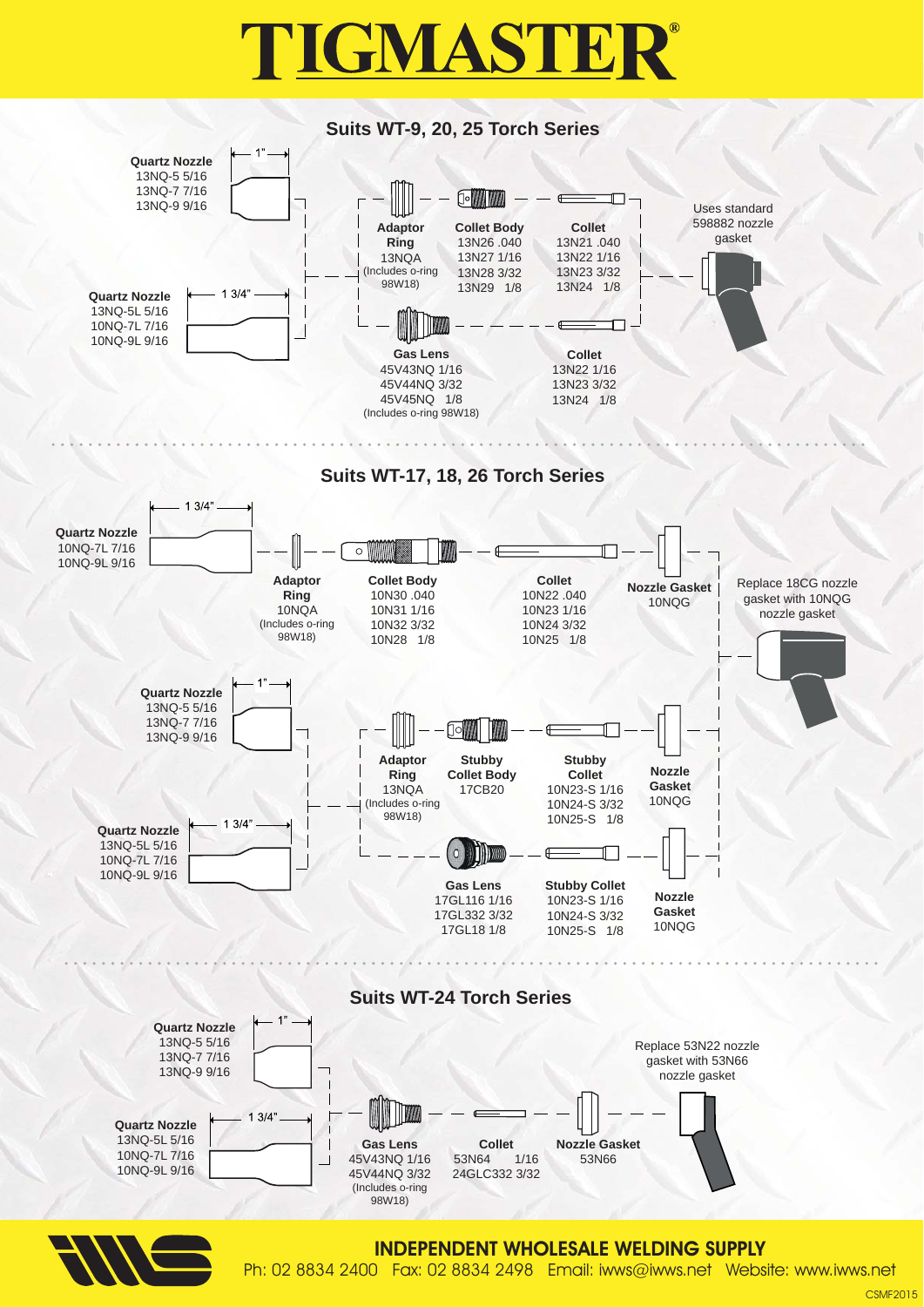# TIGMASTER®

## Suits WT-9, 20, 25 Torch Series

**Quartz Nozzle** (1")
13NQ-5 5/16
13NQ-7 7/16
13NQ-9 9/16

**Quartz Nozzle** (1 3/4")
13NQ-5L 5/16
10NQ-7L 7/16
10NQ-9L 9/16

**Adaptor Ring**
13NQA
(Includes o-ring 98W18)

**Collet Body**
13N26 .040
13N27 1/16
13N28 3/32
13N29 1/8

**Collet**
13N21 .040
13N22 1/16
13N23 3/32
13N24 1/8

**Gas Lens**
45V43NQ 1/16
45V44NQ 3/32
45V45NQ 1/8
(Includes o-ring 98W18)

**Collet**
13N22 1/16
13N23 3/32
13N24 1/8

Uses standard 598882 nozzle gasket

## Suits WT-17, 18, 26 Torch Series

**Quartz Nozzle** (1 3/4")
10NQ-7L 7/16
10NQ-9L 9/16

**Adaptor Ring**
10NQA
(Includes o-ring 98W18)

**Collet Body**
10N30 .040
10N31 1/16
10N32 3/32
10N28 1/8

**Collet**
10N22 .040
10N23 1/16
10N24 3/32
10N25 1/8

**Nozzle Gasket**
10NQG

Replace 18CG nozzle gasket with 10NQG nozzle gasket

**Quartz Nozzle** (1")
13NQ-5 5/16
13NQ-7 7/16
13NQ-9 9/16

**Quartz Nozzle** (1 3/4")
13NQ-5L 5/16
10NQ-7L 7/16
10NQ-9L 9/16

**Adaptor Ring**
13NQA
(Includes o-ring 98W18)

**Stubby Collet Body**
17CB20

**Stubby Collet**
10N23-S 1/16
10N24-S 3/32
10N25-S 1/8

**Nozzle Gasket**
10NQG

**Gas Lens**
17GL116 1/16
17GL332 3/32
17GL18 1/8

**Stubby Collet**
10N23-S 1/16
10N24-S 3/32
10N25-S 1/8

**Nozzle Gasket**
10NQG

## Suits WT-24 Torch Series

**Quartz Nozzle** (1")
13NQ-5 5/16
13NQ-7 7/16
13NQ-9 9/16

**Quartz Nozzle** (1 3/4")
13NQ-5L 5/16
10NQ-7L 7/16
10NQ-9L 9/16

**Gas Lens**
45V43NQ 1/16
45V44NQ 3/32
(Includes o-ring 98W18)

**Collet**
53N64 1/16
24GLC332 3/32

**Nozzle Gasket**
53N66

Replace 53N22 nozzle gasket with 53N66 nozzle gasket

**INDEPENDENT WHOLESALE WELDING SUPPLY**
Ph: 02 8834 2400 Fax: 02 8834 2498 Email: iwws@iwws.net Website: www.iwws.net

CSMF2015